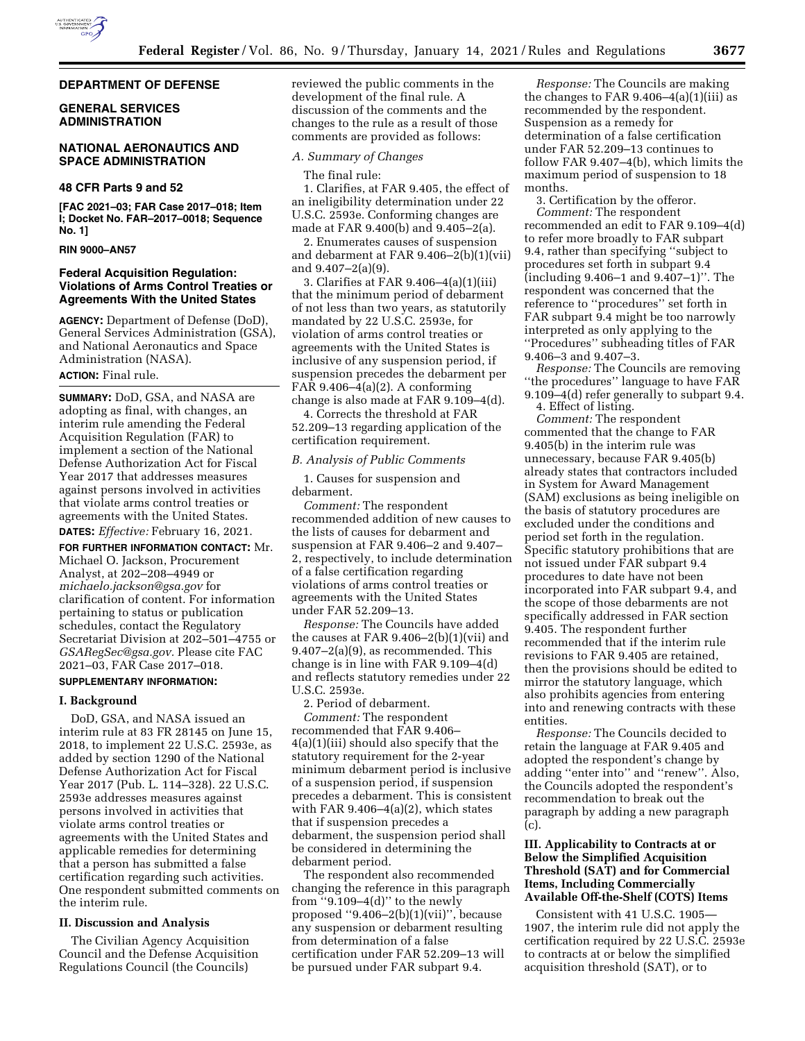**DEPARTMENT OF DEFENSE**

**GENERAL SERVICES ADMINISTRATION**

**NATIONAL AERONAUTICS AND SPACE ADMINISTRATION**

**48 CFR Parts 9 and 52**

**[FAC 2021–03; FAR Case 2017–018; Item I; Docket No. FAR–2017–0018; Sequence No. 1]**

**RIN 9000–AN57**

# Federal Acquisition Regulation: Violations of Arms Control Treaties or Agreements With the United States

**AGENCY:** Department of Defense (DoD), General Services Administration (GSA), and National Aeronautics and Space Administration (NASA).

**ACTION:** Final rule.

**SUMMARY:** DoD, GSA, and NASA are adopting as final, with changes, an interim rule amending the Federal Acquisition Regulation (FAR) to implement a section of the National Defense Authorization Act for Fiscal Year 2017 that addresses measures against persons involved in activities that violate arms control treaties or agreements with the United States.

**DATES:** *Effective:* February 16, 2021.

**FOR FURTHER INFORMATION CONTACT:** Mr. Michael O. Jackson, Procurement Analyst, at 202–208–4949 or *michaelo.jackson@gsa.gov* for clarification of content. For information pertaining to status or publication schedules, contact the Regulatory Secretariat Division at 202–501–4755 or *GSARegSec@gsa.gov.* Please cite FAC 2021–03, FAR Case 2017–018.

**SUPPLEMENTARY INFORMATION:**

## I. Background

DoD, GSA, and NASA issued an interim rule at 83 FR 28145 on June 15, 2018, to implement 22 U.S.C. 2593e, as added by section 1290 of the National Defense Authorization Act for Fiscal Year 2017 (Pub. L. 114–328). 22 U.S.C. 2593e addresses measures against persons involved in activities that violate arms control treaties or agreements with the United States and applicable remedies for determining that a person has submitted a false certification regarding such activities. One respondent submitted comments on the interim rule.

## II. Discussion and Analysis

The Civilian Agency Acquisition Council and the Defense Acquisition Regulations Council (the Councils) reviewed the public comments in the development of the final rule. A discussion of the comments and the changes to the rule as a result of those comments are provided as follows:

### *A. Summary of Changes*

The final rule:

1. Clarifies, at FAR 9.405, the effect of an ineligibility determination under 22 U.S.C. 2593e. Conforming changes are made at FAR 9.400(b) and 9.405–2(a).

2. Enumerates causes of suspension and debarment at FAR 9.406–2(b)(1)(vii) and 9.407–2(a)(9).

3. Clarifies at FAR 9.406–4(a)(1)(iii) that the minimum period of debarment of not less than two years, as statutorily mandated by 22 U.S.C. 2593e, for violation of arms control treaties or agreements with the United States is inclusive of any suspension period, if suspension precedes the debarment per FAR 9.406–4(a)(2). A conforming change is also made at FAR 9.109–4(d).

4. Corrects the threshold at FAR 52.209–13 regarding application of the certification requirement.

### *B. Analysis of Public Comments*

1. Causes for suspension and debarment.

*Comment:* The respondent recommended addition of new causes to the lists of causes for debarment and suspension at FAR 9.406–2 and 9.407–2, respectively, to include determination of a false certification regarding violations of arms control treaties or agreements with the United States under FAR 52.209–13.

*Response:* The Councils have added the causes at FAR 9.406–2(b)(1)(vii) and 9.407–2(a)(9), as recommended. This change is in line with FAR 9.109–4(d) and reflects statutory remedies under 22 U.S.C. 2593e.

2. Period of debarment.

*Comment:* The respondent recommended that FAR 9.406–4(a)(1)(iii) should also specify that the statutory requirement for the 2-year minimum debarment period is inclusive of a suspension period, if suspension precedes a debarment. This is consistent with FAR 9.406–4(a)(2), which states that if suspension precedes a debarment, the suspension period shall be considered in determining the debarment period.

The respondent also recommended changing the reference in this paragraph from ''9.109–4(d)'' to the newly proposed ''9.406–2(b)(1)(vii)'', because any suspension or debarment resulting from determination of a false certification under FAR 52.209–13 will be pursued under FAR subpart 9.4.

*Response:* The Councils are making the changes to FAR 9.406–4(a)(1)(iii) as recommended by the respondent. Suspension as a remedy for determination of a false certification under FAR 52.209–13 continues to follow FAR 9.407–4(b), which limits the maximum period of suspension to 18 months.

3. Certification by the offeror.

*Comment:* The respondent recommended an edit to FAR 9.109–4(d) to refer more broadly to FAR subpart 9.4, rather than specifying ''subject to procedures set forth in subpart 9.4 (including 9.406–1 and 9.407–1)''. The respondent was concerned that the reference to ''procedures'' set forth in FAR subpart 9.4 might be too narrowly interpreted as only applying to the ''Procedures'' subheading titles of FAR 9.406–3 and 9.407–3.

*Response:* The Councils are removing ''the procedures'' language to have FAR 9.109–4(d) refer generally to subpart 9.4.

4. Effect of listing.

*Comment:* The respondent commented that the change to FAR 9.405(b) in the interim rule was unnecessary, because FAR 9.405(b) already states that contractors included in System for Award Management (SAM) exclusions as being ineligible on the basis of statutory procedures are excluded under the conditions and period set forth in the regulation. Specific statutory prohibitions that are not issued under FAR subpart 9.4 procedures to date have not been incorporated into FAR subpart 9.4, and the scope of those debarments are not specifically addressed in FAR section 9.405. The respondent further recommended that if the interim rule revisions to FAR 9.405 are retained, then the provisions should be edited to mirror the statutory language, which also prohibits agencies from entering into and renewing contracts with these entities.

*Response:* The Councils decided to retain the language at FAR 9.405 and adopted the respondent's change by adding ''enter into'' and ''renew''. Also, the Councils adopted the respondent's recommendation to break out the paragraph by adding a new paragraph (c).

## III. Applicability to Contracts at or Below the Simplified Acquisition Threshold (SAT) and for Commercial Items, Including Commercially Available Off-the-Shelf (COTS) Items

Consistent with 41 U.S.C. 1905—1907, the interim rule did not apply the certification required by 22 U.S.C. 2593e to contracts at or below the simplified acquisition threshold (SAT), or to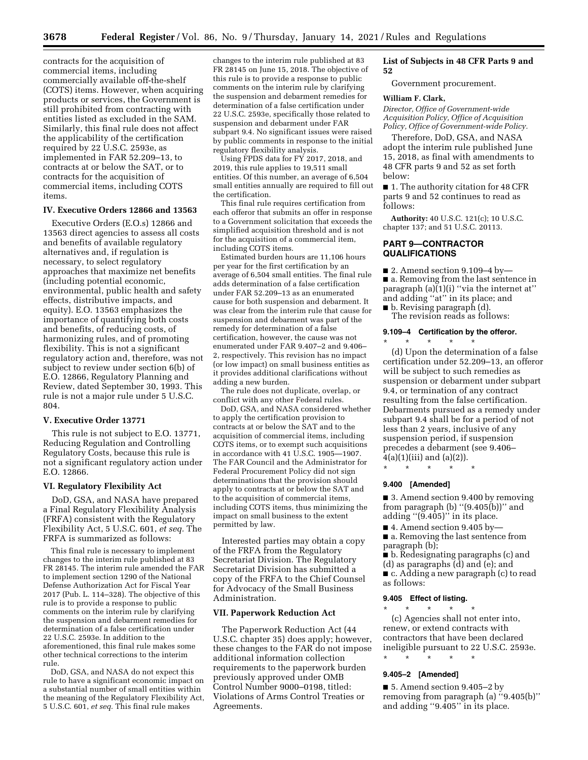contracts for the acquisition of commercial items, including commercially available off-the-shelf (COTS) items. However, when acquiring products or services, the Government is still prohibited from contracting with entities listed as excluded in the SAM. Similarly, this final rule does not affect the applicability of the certification required by 22 U.S.C. 2593e, as implemented in FAR 52.209–13, to contracts at or below the SAT, or to contracts for the acquisition of commercial items, including COTS items.

### IV. Executive Orders 12866 and 13563

Executive Orders (E.O.s) 12866 and 13563 direct agencies to assess all costs and benefits of available regulatory alternatives and, if regulation is necessary, to select regulatory approaches that maximize net benefits (including potential economic, environmental, public health and safety effects, distributive impacts, and equity). E.O. 13563 emphasizes the importance of quantifying both costs and benefits, of reducing costs, of harmonizing rules, and of promoting flexibility. This is not a significant regulatory action and, therefore, was not subject to review under section 6(b) of E.O. 12866, Regulatory Planning and Review, dated September 30, 1993. This rule is not a major rule under 5 U.S.C. 804.

### V. Executive Order 13771

This rule is not subject to E.O. 13771, Reducing Regulation and Controlling Regulatory Costs, because this rule is not a significant regulatory action under E.O. 12866.

### VI. Regulatory Flexibility Act

DoD, GSA, and NASA have prepared a Final Regulatory Flexibility Analysis (FRFA) consistent with the Regulatory Flexibility Act, 5 U.S.C. 601, *et seq.* The FRFA is summarized as follows:

> This final rule is necessary to implement changes to the interim rule published at 83 FR 28145. The interim rule amended the FAR to implement section 1290 of the National Defense Authorization Act for Fiscal Year 2017 (Pub. L. 114–328). The objective of this rule is to provide a response to public comments on the interim rule by clarifying the suspension and debarment remedies for determination of a false certification under 22 U.S.C. 2593e. In addition to the aforementioned, this final rule makes some other technical corrections to the interim rule.
>
> DoD, GSA, and NASA do not expect this rule to have a significant economic impact on a substantial number of small entities within the meaning of the Regulatory Flexibility Act, 5 U.S.C. 601, *et seq.* This final rule makes changes to the interim rule published at 83 FR 28145 on June 15, 2018. The objective of this rule is to provide a response to public comments on the interim rule by clarifying the suspension and debarment remedies for determination of a false certification under 22 U.S.C. 2593e, specifically those related to suspension and debarment under FAR subpart 9.4. No significant issues were raised by public comments in response to the initial regulatory flexibility analysis.
>
> Using FPDS data for FY 2017, 2018, and 2019, this rule applies to 19,511 small entities. Of this number, an average of 6,504 small entities annually are required to fill out the certification.
>
> This final rule requires certification from each offeror that submits an offer in response to a Government solicitation that exceeds the simplified acquisition threshold and is not for the acquisition of a commercial item, including COTS items.
>
> Estimated burden hours are 11,106 hours per year for the first certification by an average of 6,504 small entities. The final rule adds determination of a false certification under FAR 52.209–13 as an enumerated cause for both suspension and debarment. It was clear from the interim rule that cause for suspension and debarment was part of the remedy for determination of a false certification, however, the cause was not enumerated under FAR 9.407–2 and 9.406–2, respectively. This revision has no impact (or low impact) on small business entities as it provides additional clarifications without adding a new burden.
>
> The rule does not duplicate, overlap, or conflict with any other Federal rules.
>
> DoD, GSA, and NASA considered whether to apply the certification provision to contracts at or below the SAT and to the acquisition of commercial items, including COTS items, or to exempt such acquisitions in accordance with 41 U.S.C. 1905—1907. The FAR Council and the Administrator for Federal Procurement Policy did not sign determinations that the provision should apply to contracts at or below the SAT and to the acquisition of commercial items, including COTS items, thus minimizing the impact on small business to the extent permitted by law.

Interested parties may obtain a copy of the FRFA from the Regulatory Secretariat Division. The Regulatory Secretariat Division has submitted a copy of the FRFA to the Chief Counsel for Advocacy of the Small Business Administration.

### VII. Paperwork Reduction Act

The Paperwork Reduction Act (44 U.S.C. chapter 35) does apply; however, these changes to the FAR do not impose additional information collection requirements to the paperwork burden previously approved under OMB Control Number 9000–0198, titled: Violations of Arms Control Treaties or Agreements.

### List of Subjects in 48 CFR Parts 9 and 52

Government procurement.

**William F. Clark,**

*Director, Office of Government-wide Acquisition Policy, Office of Acquisition Policy, Office of Government-wide Policy.*

Therefore, DoD, GSA, and NASA adopt the interim rule published June 15, 2018, as final with amendments to 48 CFR parts 9 and 52 as set forth below:

■ 1. The authority citation for 48 CFR parts 9 and 52 continues to read as follows:

**Authority:** 40 U.S.C. 121(c); 10 U.S.C. chapter 137; and 51 U.S.C. 20113.

## PART 9—CONTRACTOR QUALIFICATIONS

■ 2. Amend section 9.109–4 by—

■ a. Removing from the last sentence in paragraph (a)(1)(i) ''via the internet at'' and adding ''at'' in its place; and

■ b. Revising paragraph (d).

The revision reads as follows:

#### 9.109–4 Certification by the offeror.

\* \* \* \* \*

(d) Upon the determination of a false certification under 52.209–13, an offeror will be subject to such remedies as suspension or debarment under subpart 9.4, or termination of any contract resulting from the false certification. Debarments pursued as a remedy under subpart 9.4 shall be for a period of not less than 2 years, inclusive of any suspension period, if suspension precedes a debarment (see 9.406–4(a)(1)(iii) and (a)(2)).

\* \* \* \* \*

#### 9.400 [Amended]

■ 3. Amend section 9.400 by removing from paragraph (b) ''(9.405(b))'' and adding ''(9.405)'' in its place.

■ 4. Amend section 9.405 by—

■ a. Removing the last sentence from paragraph (b);

■ b. Redesignating paragraphs (c) and (d) as paragraphs (d) and (e); and

■ c. Adding a new paragraph (c) to read as follows:

#### 9.405 Effect of listing.

\* \* \* \* \*

(c) Agencies shall not enter into, renew, or extend contracts with contractors that have been declared ineligible pursuant to 22 U.S.C. 2593e.

\* \* \* \* \*

#### 9.405–2 [Amended]

■ 5. Amend section 9.405–2 by removing from paragraph (a) ''9.405(b)'' and adding ''9.405'' in its place.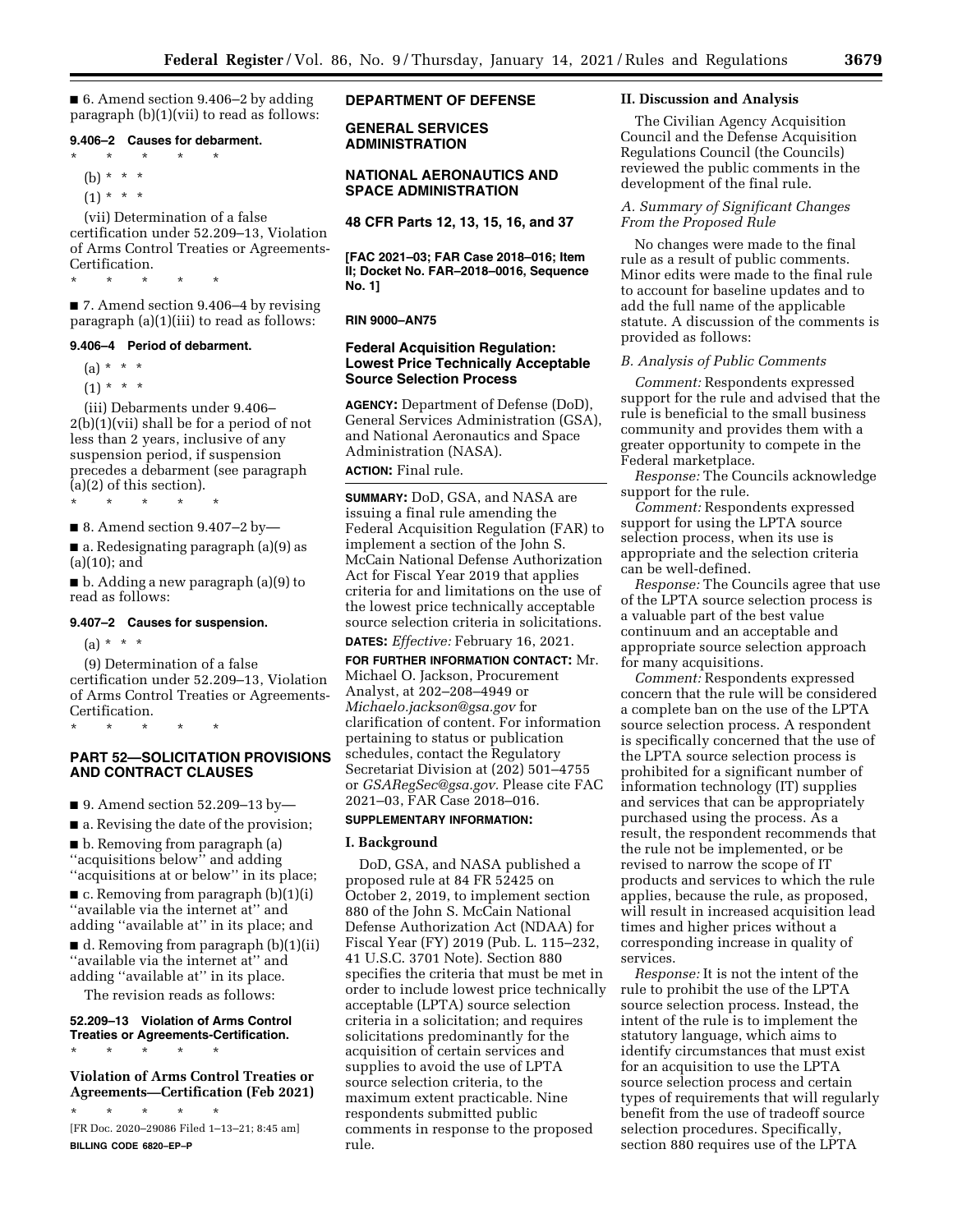■ 6. Amend section 9.406–2 by adding paragraph (b)(1)(vii) to read as follows:

**9.406–2 Causes for debarment.**

\* \* \* \* \*

(b) \* \* \*

(1) \* \* \*

(vii) Determination of a false certification under 52.209–13, Violation of Arms Control Treaties or Agreements-Certification.

\* \* \* \* \*

■ 7. Amend section 9.406–4 by revising paragraph (a)(1)(iii) to read as follows:

**9.406–4 Period of debarment.**

(a) \* \* \*

(1) \* \* \*

(iii) Debarments under 9.406–2(b)(1)(vii) shall be for a period of not less than 2 years, inclusive of any suspension period, if suspension precedes a debarment (see paragraph (a)(2) of this section).

\* \* \* \* \*

■ 8. Amend section 9.407–2 by—

■ a. Redesignating paragraph (a)(9) as (a)(10); and

■ b. Adding a new paragraph (a)(9) to read as follows:

**9.407–2 Causes for suspension.**

(a) \* \* \*

(9) Determination of a false certification under 52.209–13, Violation of Arms Control Treaties or Agreements-Certification.

\* \* \* \* \*

## PART 52—SOLICITATION PROVISIONS AND CONTRACT CLAUSES

■ 9. Amend section 52.209–13 by—

■ a. Revising the date of the provision;

■ b. Removing from paragraph (a) ''acquisitions below'' and adding ''acquisitions at or below'' in its place;

■ c. Removing from paragraph (b)(1)(i) ''available via the internet at'' and adding ''available at'' in its place; and

■ d. Removing from paragraph (b)(1)(ii) ''available via the internet at'' and adding ''available at'' in its place.

The revision reads as follows:

**52.209–13 Violation of Arms Control Treaties or Agreements-Certification.**

\* \* \* \* \*

**Violation of Arms Control Treaties or Agreements—Certification (Feb 2021)**

\* \* \* \* \*

[FR Doc. 2020–29086 Filed 1–13–21; 8:45 am]

**BILLING CODE 6820–EP–P**

---

**DEPARTMENT OF DEFENSE**

**GENERAL SERVICES ADMINISTRATION**

**NATIONAL AERONAUTICS AND SPACE ADMINISTRATION**

**48 CFR Parts 12, 13, 15, 16, and 37**

**[FAC 2021–03; FAR Case 2018–016; Item II; Docket No. FAR–2018–0016, Sequence No. 1]**

**RIN 9000–AN75**

## Federal Acquisition Regulation: Lowest Price Technically Acceptable Source Selection Process

**AGENCY:** Department of Defense (DoD), General Services Administration (GSA), and National Aeronautics and Space Administration (NASA).

**ACTION:** Final rule.

**SUMMARY:** DoD, GSA, and NASA are issuing a final rule amending the Federal Acquisition Regulation (FAR) to implement a section of the John S. McCain National Defense Authorization Act for Fiscal Year 2019 that applies criteria for and limitations on the use of the lowest price technically acceptable source selection criteria in solicitations.

**DATES:** *Effective:* February 16, 2021.

**FOR FURTHER INFORMATION CONTACT:** Mr. Michael O. Jackson, Procurement Analyst, at 202–208–4949 or *Michaelo.jackson@gsa.gov* for clarification of content. For information pertaining to status or publication schedules, contact the Regulatory Secretariat Division at (202) 501–4755 or *GSARegSec@gsa.gov.* Please cite FAC 2021–03, FAR Case 2018–016.

**SUPPLEMENTARY INFORMATION:**

### I. Background

DoD, GSA, and NASA published a proposed rule at 84 FR 52425 on October 2, 2019, to implement section 880 of the John S. McCain National Defense Authorization Act (NDAA) for Fiscal Year (FY) 2019 (Pub. L. 115–232, 41 U.S.C. 3701 Note). Section 880 specifies the criteria that must be met in order to include lowest price technically acceptable (LPTA) source selection criteria in a solicitation; and requires solicitations predominantly for the acquisition of certain services and supplies to avoid the use of LPTA source selection criteria, to the maximum extent practicable. Nine respondents submitted public comments in response to the proposed rule.

### II. Discussion and Analysis

The Civilian Agency Acquisition Council and the Defense Acquisition Regulations Council (the Councils) reviewed the public comments in the development of the final rule.

#### *A. Summary of Significant Changes From the Proposed Rule*

No changes were made to the final rule as a result of public comments. Minor edits were made to the final rule to account for baseline updates and to add the full name of the applicable statute. A discussion of the comments is provided as follows:

#### *B. Analysis of Public Comments*

*Comment:* Respondents expressed support for the rule and advised that the rule is beneficial to the small business community and provides them with a greater opportunity to compete in the Federal marketplace.

*Response:* The Councils acknowledge support for the rule.

*Comment:* Respondents expressed support for using the LPTA source selection process, when its use is appropriate and the selection criteria can be well-defined.

*Response:* The Councils agree that use of the LPTA source selection process is a valuable part of the best value continuum and an acceptable and appropriate source selection approach for many acquisitions.

*Comment:* Respondents expressed concern that the rule will be considered a complete ban on the use of the LPTA source selection process. A respondent is specifically concerned that the use of the LPTA source selection process is prohibited for a significant number of information technology (IT) supplies and services that can be appropriately purchased using the process. As a result, the respondent recommends that the rule not be implemented, or be revised to narrow the scope of IT products and services to which the rule applies, because the rule, as proposed, will result in increased acquisition lead times and higher prices without a corresponding increase in quality of services.

*Response:* It is not the intent of the rule to prohibit the use of the LPTA source selection process. Instead, the intent of the rule is to implement the statutory language, which aims to identify circumstances that must exist for an acquisition to use the LPTA source selection process and certain types of requirements that will regularly benefit from the use of tradeoff source selection procedures. Specifically, section 880 requires use of the LPTA